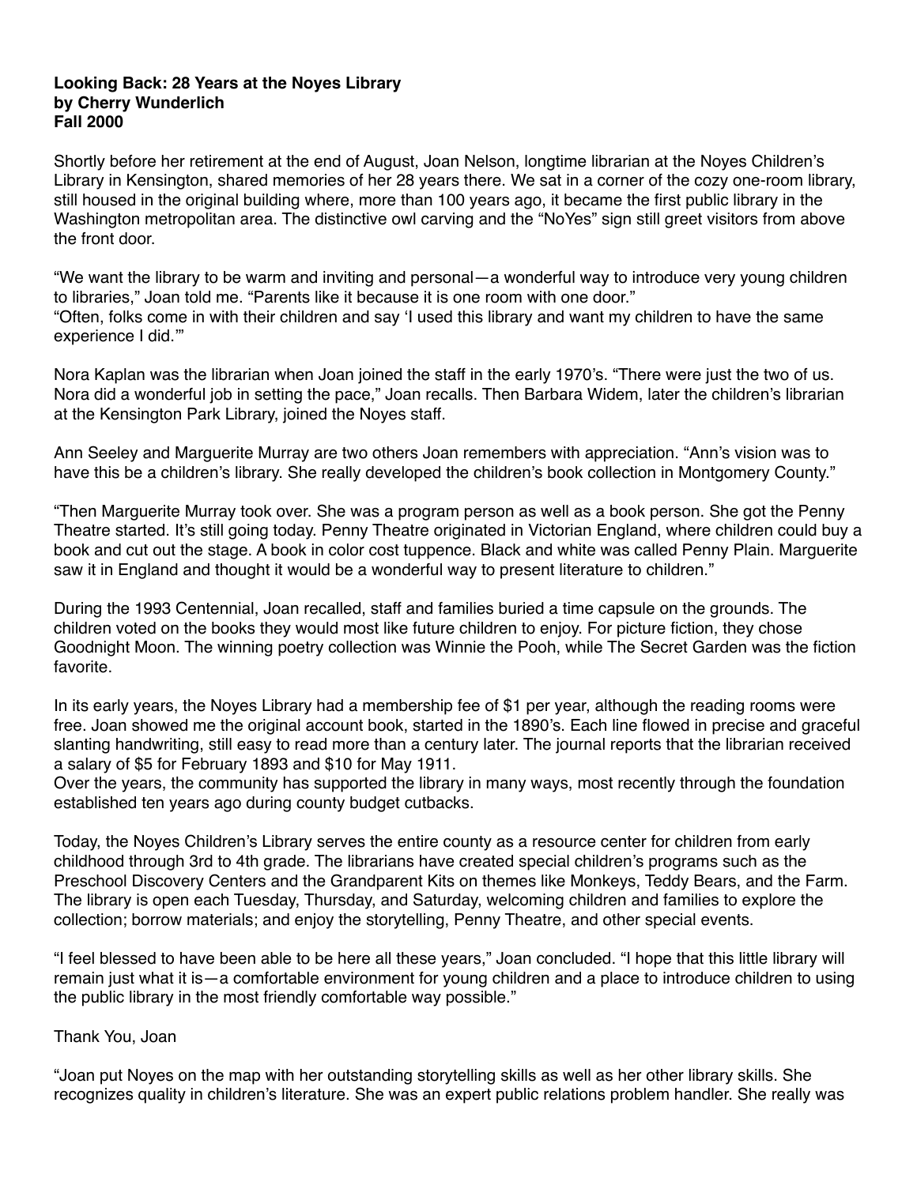**Looking Back: 28 Years at the Noyes Library**
**by Cherry Wunderlich**
**Fall 2000**

Shortly before her retirement at the end of August, Joan Nelson, longtime librarian at the Noyes Children's Library in Kensington, shared memories of her 28 years there. We sat in a corner of the cozy one-room library, still housed in the original building where, more than 100 years ago, it became the first public library in the Washington metropolitan area. The distinctive owl carving and the "NoYes" sign still greet visitors from above the front door.

"We want the library to be warm and inviting and personal—a wonderful way to introduce very young children to libraries," Joan told me. "Parents like it because it is one room with one door."
"Often, folks come in with their children and say 'I used this library and want my children to have the same experience I did.'"

Nora Kaplan was the librarian when Joan joined the staff in the early 1970's. "There were just the two of us. Nora did a wonderful job in setting the pace," Joan recalls. Then Barbara Widem, later the children's librarian at the Kensington Park Library, joined the Noyes staff.

Ann Seeley and Marguerite Murray are two others Joan remembers with appreciation. "Ann's vision was to have this be a children's library. She really developed the children's book collection in Montgomery County."

"Then Marguerite Murray took over. She was a program person as well as a book person. She got the Penny Theatre started. It's still going today. Penny Theatre originated in Victorian England, where children could buy a book and cut out the stage. A book in color cost tuppence. Black and white was called Penny Plain. Marguerite saw it in England and thought it would be a wonderful way to present literature to children."

During the 1993 Centennial, Joan recalled, staff and families buried a time capsule on the grounds. The children voted on the books they would most like future children to enjoy. For picture fiction, they chose Goodnight Moon. The winning poetry collection was Winnie the Pooh, while The Secret Garden was the fiction favorite.

In its early years, the Noyes Library had a membership fee of $1 per year, although the reading rooms were free. Joan showed me the original account book, started in the 1890's. Each line flowed in precise and graceful slanting handwriting, still easy to read more than a century later. The journal reports that the librarian received a salary of $5 for February 1893 and $10 for May 1911.
Over the years, the community has supported the library in many ways, most recently through the foundation established ten years ago during county budget cutbacks.

Today, the Noyes Children's Library serves the entire county as a resource center for children from early childhood through 3rd to 4th grade. The librarians have created special children's programs such as the Preschool Discovery Centers and the Grandparent Kits on themes like Monkeys, Teddy Bears, and the Farm. The library is open each Tuesday, Thursday, and Saturday, welcoming children and families to explore the collection; borrow materials; and enjoy the storytelling, Penny Theatre, and other special events.

"I feel blessed to have been able to be here all these years," Joan concluded. "I hope that this little library will remain just what it is—a comfortable environment for young children and a place to introduce children to using the public library in the most friendly comfortable way possible."

Thank You, Joan

"Joan put Noyes on the map with her outstanding storytelling skills as well as her other library skills. She recognizes quality in children's literature. She was an expert public relations problem handler. She really was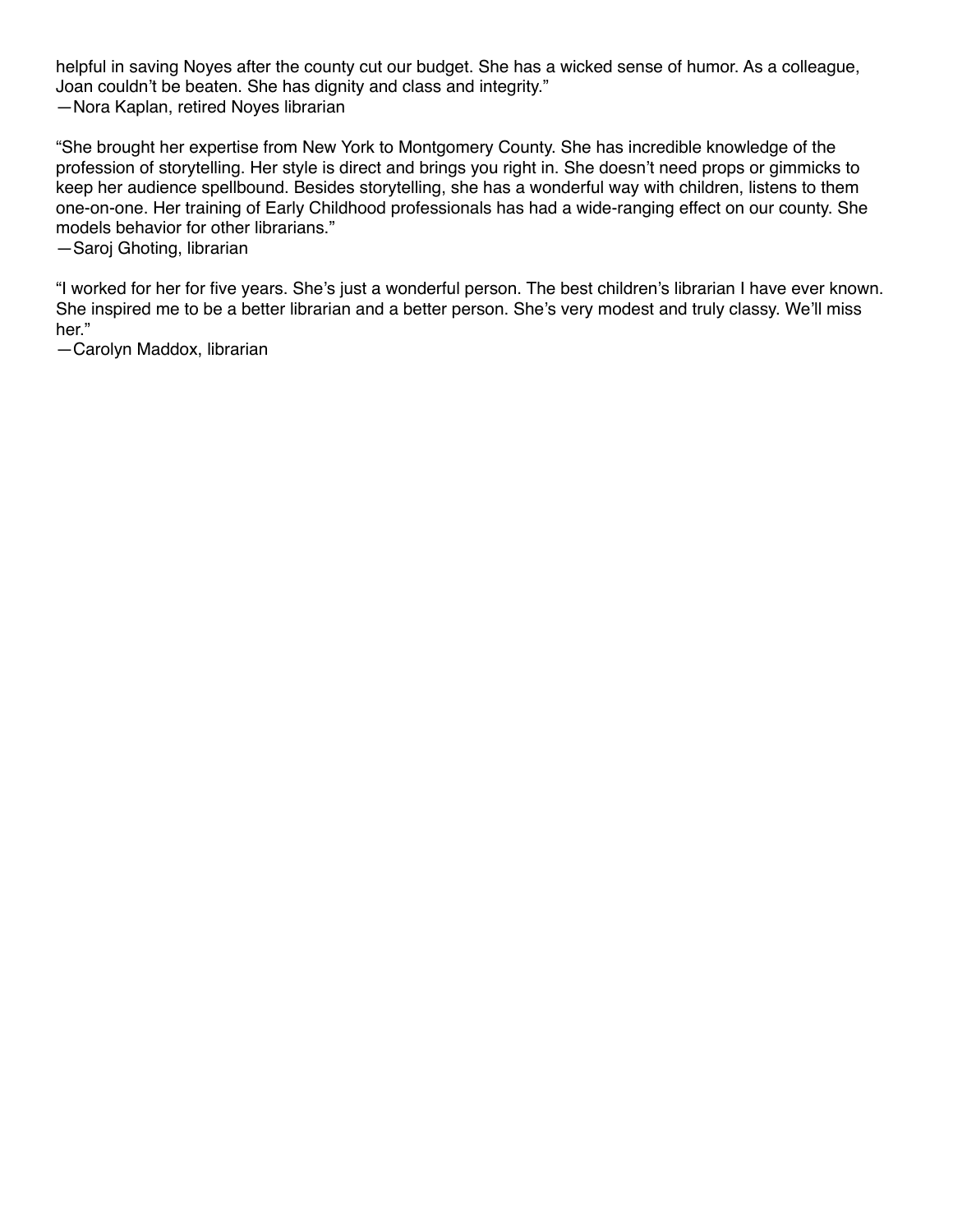helpful in saving Noyes after the county cut our budget. She has a wicked sense of humor. As a colleague, Joan couldn't be beaten. She has dignity and class and integrity."
—Nora Kaplan, retired Noyes librarian

"She brought her expertise from New York to Montgomery County. She has incredible knowledge of the profession of storytelling. Her style is direct and brings you right in. She doesn't need props or gimmicks to keep her audience spellbound. Besides storytelling, she has a wonderful way with children, listens to them one-on-one. Her training of Early Childhood professionals has had a wide-ranging effect on our county. She models behavior for other librarians."
—Saroj Ghoting, librarian

"I worked for her for five years. She's just a wonderful person. The best children's librarian I have ever known. She inspired me to be a better librarian and a better person. She's very modest and truly classy. We'll miss her."
—Carolyn Maddox, librarian